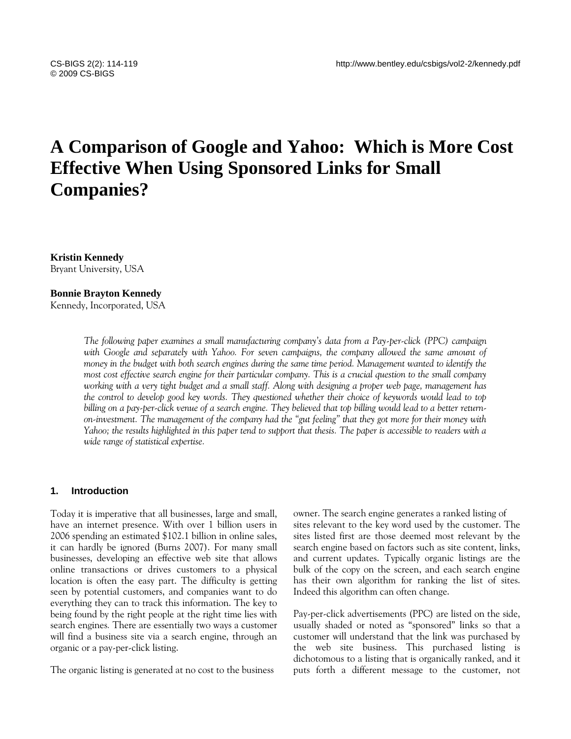# A Comparison of Google and Yahoo: Which is More Cost Effective When Using Sponsored Links for Small Companies?

**Kristin Kennedy**
Bryant University, USA

**Bonnie Brayton Kennedy**
Kennedy, Incorporated, USA

*The following paper examines a small manufacturing company's data from a Pay-per-click (PPC) campaign with Google and separately with Yahoo. For seven campaigns, the company allowed the same amount of money in the budget with both search engines during the same time period. Management wanted to identify the most cost effective search engine for their particular company. This is a crucial question to the small company working with a very tight budget and a small staff. Along with designing a proper web page, management has the control to develop good key words. They questioned whether their choice of keywords would lead to top billing on a pay-per-click venue of a search engine. They believed that top billing would lead to a better return-on-investment. The management of the company had the "gut feeling" that they got more for their money with Yahoo; the results highlighted in this paper tend to support that thesis. The paper is accessible to readers with a wide range of statistical expertise.*

## 1. Introduction

Today it is imperative that all businesses, large and small, have an internet presence. With over 1 billion users in 2006 spending an estimated $102.1 billion in online sales, it can hardly be ignored (Burns 2007). For many small businesses, developing an effective web site that allows online transactions or drives customers to a physical location is often the easy part. The difficulty is getting seen by potential customers, and companies want to do everything they can to track this information. The key to being found by the right people at the right time lies with search engines. There are essentially two ways a customer will find a business site via a search engine, through an organic or a pay-per-click listing.

The organic listing is generated at no cost to the business owner. The search engine generates a ranked listing of sites relevant to the key word used by the customer. The sites listed first are those deemed most relevant by the search engine based on factors such as site content, links, and current updates. Typically organic listings are the bulk of the copy on the screen, and each search engine has their own algorithm for ranking the list of sites. Indeed this algorithm can often change.

Pay-per-click advertisements (PPC) are listed on the side, usually shaded or noted as "sponsored" links so that a customer will understand that the link was purchased by the web site business. This purchased listing is dichotomous to a listing that is organically ranked, and it puts forth a different message to the customer, not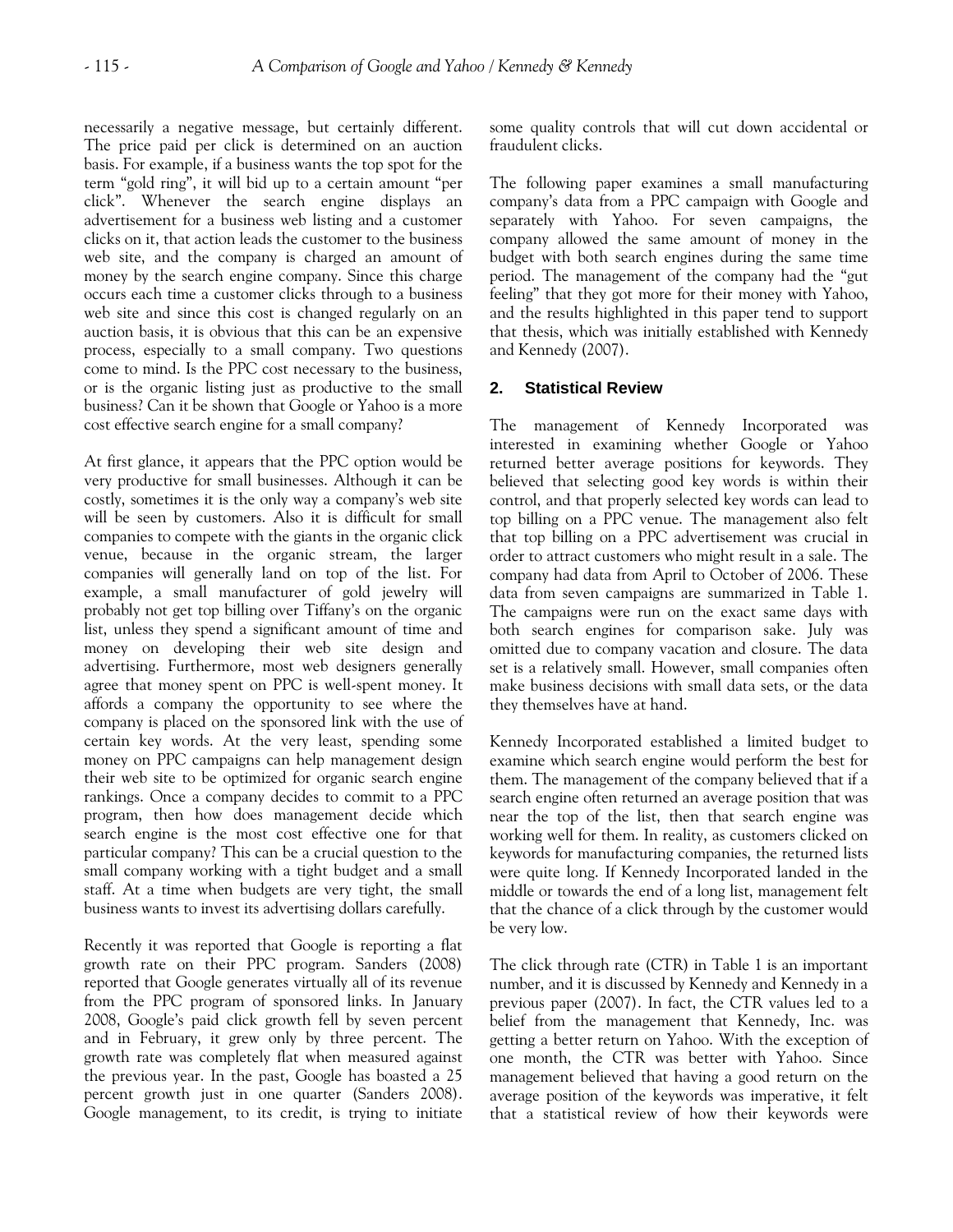necessarily a negative message, but certainly different. The price paid per click is determined on an auction basis. For example, if a business wants the top spot for the term "gold ring", it will bid up to a certain amount "per click". Whenever the search engine displays an advertisement for a business web listing and a customer clicks on it, that action leads the customer to the business web site, and the company is charged an amount of money by the search engine company. Since this charge occurs each time a customer clicks through to a business web site and since this cost is changed regularly on an auction basis, it is obvious that this can be an expensive process, especially to a small company. Two questions come to mind. Is the PPC cost necessary to the business, or is the organic listing just as productive to the small business? Can it be shown that Google or Yahoo is a more cost effective search engine for a small company?

At first glance, it appears that the PPC option would be very productive for small businesses. Although it can be costly, sometimes it is the only way a company's web site will be seen by customers. Also it is difficult for small companies to compete with the giants in the organic click venue, because in the organic stream, the larger companies will generally land on top of the list. For example, a small manufacturer of gold jewelry will probably not get top billing over Tiffany's on the organic list, unless they spend a significant amount of time and money on developing their web site design and advertising. Furthermore, most web designers generally agree that money spent on PPC is well-spent money. It affords a company the opportunity to see where the company is placed on the sponsored link with the use of certain key words. At the very least, spending some money on PPC campaigns can help management design their web site to be optimized for organic search engine rankings. Once a company decides to commit to a PPC program, then how does management decide which search engine is the most cost effective one for that particular company? This can be a crucial question to the small company working with a tight budget and a small staff. At a time when budgets are very tight, the small business wants to invest its advertising dollars carefully.

Recently it was reported that Google is reporting a flat growth rate on their PPC program. Sanders (2008) reported that Google generates virtually all of its revenue from the PPC program of sponsored links. In January 2008, Google's paid click growth fell by seven percent and in February, it grew only by three percent. The growth rate was completely flat when measured against the previous year. In the past, Google has boasted a 25 percent growth just in one quarter (Sanders 2008). Google management, to its credit, is trying to initiate some quality controls that will cut down accidental or fraudulent clicks.

The following paper examines a small manufacturing company's data from a PPC campaign with Google and separately with Yahoo. For seven campaigns, the company allowed the same amount of money in the budget with both search engines during the same time period. The management of the company had the "gut feeling" that they got more for their money with Yahoo, and the results highlighted in this paper tend to support that thesis, which was initially established with Kennedy and Kennedy (2007).

## 2. Statistical Review

The management of Kennedy Incorporated was interested in examining whether Google or Yahoo returned better average positions for keywords. They believed that selecting good key words is within their control, and that properly selected key words can lead to top billing on a PPC venue. The management also felt that top billing on a PPC advertisement was crucial in order to attract customers who might result in a sale. The company had data from April to October of 2006. These data from seven campaigns are summarized in Table 1. The campaigns were run on the exact same days with both search engines for comparison sake. July was omitted due to company vacation and closure. The data set is a relatively small. However, small companies often make business decisions with small data sets, or the data they themselves have at hand.

Kennedy Incorporated established a limited budget to examine which search engine would perform the best for them. The management of the company believed that if a search engine often returned an average position that was near the top of the list, then that search engine was working well for them. In reality, as customers clicked on keywords for manufacturing companies, the returned lists were quite long. If Kennedy Incorporated landed in the middle or towards the end of a long list, management felt that the chance of a click through by the customer would be very low.

The click through rate (CTR) in Table 1 is an important number, and it is discussed by Kennedy and Kennedy in a previous paper (2007). In fact, the CTR values led to a belief from the management that Kennedy, Inc. was getting a better return on Yahoo. With the exception of one month, the CTR was better with Yahoo. Since management believed that having a good return on the average position of the keywords was imperative, it felt that a statistical review of how their keywords were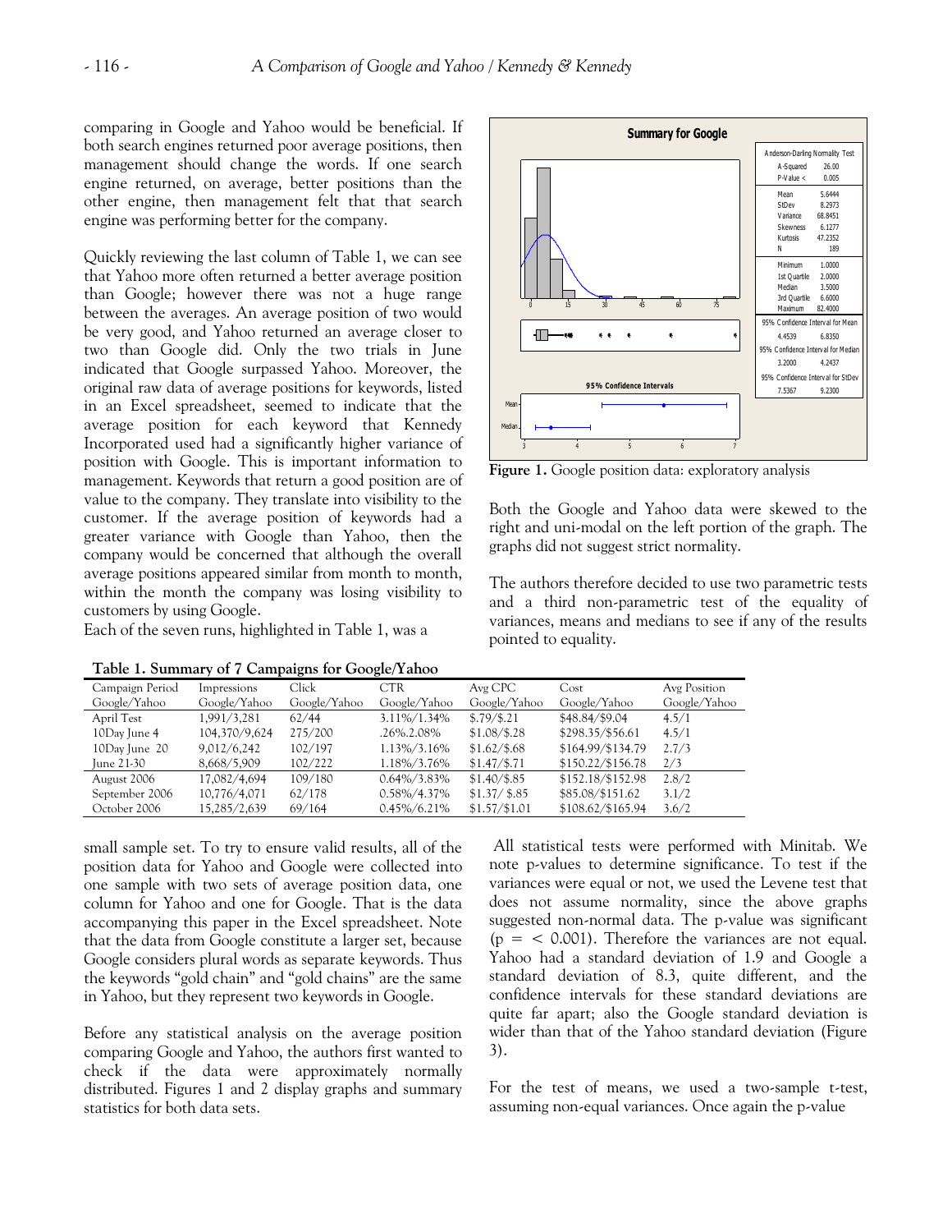comparing in Google and Yahoo would be beneficial. If both search engines returned poor average positions, then management should change the words. If one search engine returned, on average, better positions than the other engine, then management felt that that search engine was performing better for the company.

Quickly reviewing the last column of Table 1, we can see that Yahoo more often returned a better average position than Google; however there was not a huge range between the averages. An average position of two would be very good, and Yahoo returned an average closer to two than Google did. Only the two trials in June indicated that Google surpassed Yahoo. Moreover, the original raw data of average positions for keywords, listed in an Excel spreadsheet, seemed to indicate that the average position for each keyword that Kennedy Incorporated used had a significantly higher variance of position with Google. This is important information to management. Keywords that return a good position are of value to the company. They translate into visibility to the customer. If the average position of keywords had a greater variance with Google than Yahoo, then the company would be concerned that although the overall average positions appeared similar from month to month, within the month the company was losing visibility to customers by using Google.

Each of the seven runs, highlighted in Table 1, was a small sample set. To try to ensure valid results, all of the position data for Yahoo and Google were collected into one sample with two sets of average position data, one column for Yahoo and one for Google. That is the data accompanying this paper in the Excel spreadsheet. Note that the data from Google constitute a larger set, because Google considers plural words as separate keywords. Thus the keywords "gold chain" and "gold chains" are the same in Yahoo, but they represent two keywords in Google.

Before any statistical analysis on the average position comparing Google and Yahoo, the authors first wanted to check if the data were approximately normally distributed. Figures 1 and 2 display graphs and summary statistics for both data sets.

**Table 1. Summary of 7 Campaigns for Google/Yahoo**

| Campaign Period Google/Yahoo | Impressions Google/Yahoo | Click Google/Yahoo | CTR Google/Yahoo | Avg CPC Google/Yahoo | Cost Google/Yahoo | Avg Position Google/Yahoo |
|---|---|---|---|---|---|---|
| April Test | 1,991/3,281 | 62/44 | 3.11%/1.34% | $.79/$.21 | $48.84/$9.04 | 4.5/1 |
| 10Day June 4 | 104,370/9,624 | 275/200 | .26%.2.08% | $1.08/$.28 | $298.35/$56.61 | 4.5/1 |
| 10Day June 20 | 9,012/6,242 | 102/197 | 1.13%/3.16% | $1.62/$.68 | $164.99/$134.79 | 2.7/3 |
| June 21-30 | 8,668/5,909 | 102/222 | 1.18%/3.76% | $1.47/$.71 | $150.22/$156.78 | 2/3 |
| August 2006 | 17,082/4,694 | 109/180 | 0.64%/3.83% | $1.40/$.85 | $152.18/$152.98 | 2.8/2 |
| September 2006 | 10,776/4,071 | 62/178 | 0.58%/4.37% | $1.37/ $.85 | $85.08/$151.62 | 3.1/2 |
| October 2006 | 15,285/2,639 | 69/164 | 0.45%/6.21% | $1.57/$1.01 | $108.62/$165.94 | 3.6/2 |

**Summary for Google**

| Anderson-Darling Normality Test | |
|---|---|
| A-Squared | 26.00 |
| P-Value < | 0.005 |
| Mean | 5.6444 |
| StDev | 8.2973 |
| Variance | 68.8451 |
| Skewness | 6.1277 |
| Kurtosis | 47.2352 |
| N | 189 |
| Minimum | 1.0000 |
| 1st Quartile | 2.0000 |
| Median | 3.5000 |
| 3rd Quartile | 6.6000 |
| Maximum | 82.4000 |
| 95% Confidence Interval for Mean | 4.4539 – 6.8350 |
| 95% Confidence Interval for Median | 3.2000 – 4.2437 |
| 95% Confidence Interval for StDev | 7.5367 – 9.2300 |

**Figure 1.** Google position data: exploratory analysis

Both the Google and Yahoo data were skewed to the right and uni-modal on the left portion of the graph. The graphs did not suggest strict normality.

The authors therefore decided to use two parametric tests and a third non-parametric test of the equality of variances, means and medians to see if any of the results pointed to equality.

All statistical tests were performed with Minitab. We note p-values to determine significance. To test if the variances were equal or not, we used the Levene test that does not assume normality, since the above graphs suggested non-normal data. The p-value was significant ($p = < 0.001$). Therefore the variances are not equal. Yahoo had a standard deviation of 1.9 and Google a standard deviation of 8.3, quite different, and the confidence intervals for these standard deviations are quite far apart; also the Google standard deviation is wider than that of the Yahoo standard deviation (Figure 3).

For the test of means, we used a two-sample t-test, assuming non-equal variances. Once again the p-value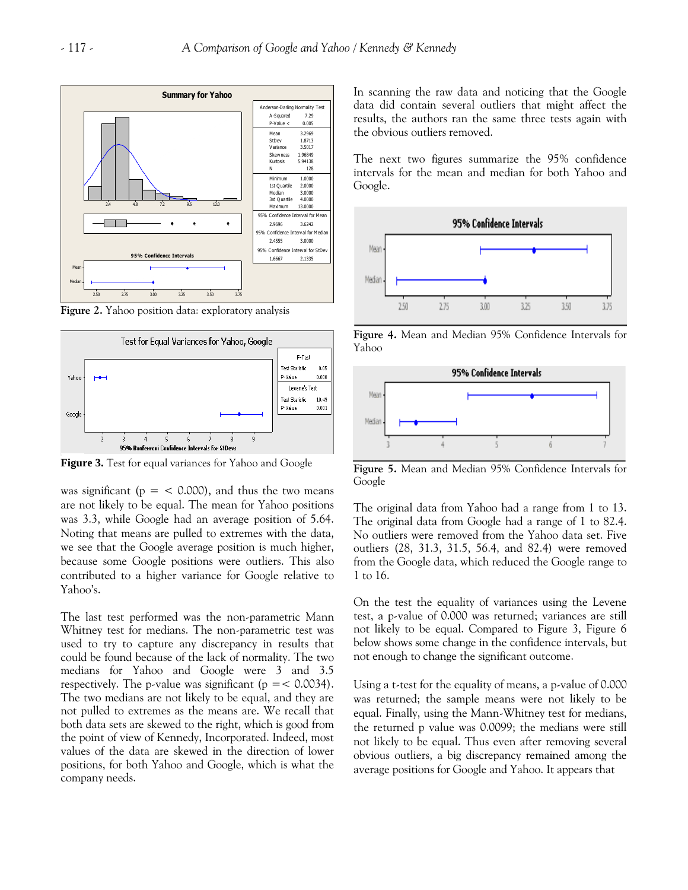**Figure 2.** Yahoo position data: exploratory analysis

**Figure 3.** Test for equal variances for Yahoo and Google

was significant (p = < 0.000), and thus the two means are not likely to be equal. The mean for Yahoo positions was 3.3, while Google had an average position of 5.64. Noting that means are pulled to extremes with the data, we see that the Google average position is much higher, because some Google positions were outliers. This also contributed to a higher variance for Google relative to Yahoo's.

The last test performed was the non-parametric Mann Whitney test for medians. The non-parametric test was used to try to capture any discrepancy in results that could be found because of the lack of normality. The two medians for Yahoo and Google were 3 and 3.5 respectively. The p-value was significant (p =< 0.0034). The two medians are not likely to be equal, and they are not pulled to extremes as the means are. We recall that both data sets are skewed to the right, which is good from the point of view of Kennedy, Incorporated. Indeed, most values of the data are skewed in the direction of lower positions, for both Yahoo and Google, which is what the company needs.

In scanning the raw data and noticing that the Google data did contain several outliers that might affect the results, the authors ran the same three tests again with the obvious outliers removed.

The next two figures summarize the 95% confidence intervals for the mean and median for both Yahoo and Google.

**Figure 4.** Mean and Median 95% Confidence Intervals for Yahoo

**Figure 5.** Mean and Median 95% Confidence Intervals for Google

The original data from Yahoo had a range from 1 to 13. The original data from Google had a range of 1 to 82.4. No outliers were removed from the Yahoo data set. Five outliers (28, 31.3, 31.5, 56.4, and 82.4) were removed from the Google data, which reduced the Google range to 1 to 16.

On the test the equality of variances using the Levene test, a p-value of 0.000 was returned; variances are still not likely to be equal. Compared to Figure 3, Figure 6 below shows some change in the confidence intervals, but not enough to change the significant outcome.

Using a t-test for the equality of means, a p-value of 0.000 was returned; the sample means were not likely to be equal. Finally, using the Mann-Whitney test for medians, the returned p value was 0.0099; the medians were still not likely to be equal. Thus even after removing several obvious outliers, a big discrepancy remained among the average positions for Google and Yahoo. It appears that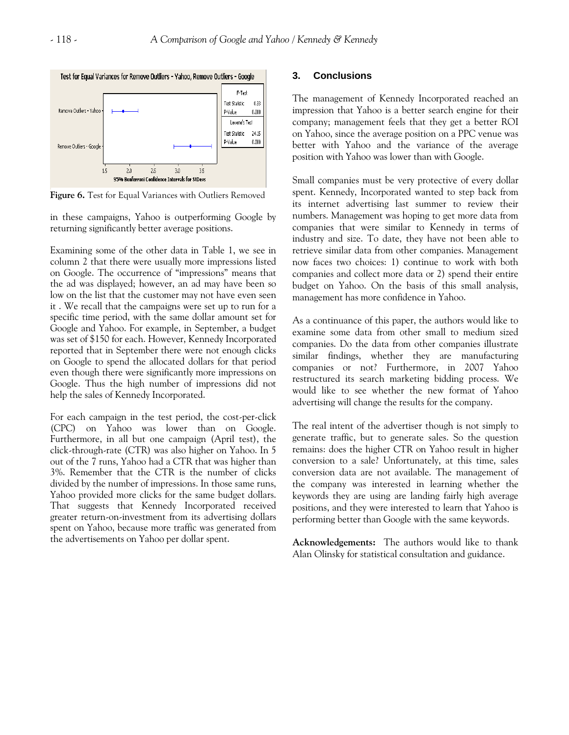Figure 6. Test for Equal Variances with Outliers Removed

in these campaigns, Yahoo is outperforming Google by returning significantly better average positions.

Examining some of the other data in Table 1, we see in column 2 that there were usually more impressions listed on Google. The occurrence of "impressions" means that the ad was displayed; however, an ad may have been so low on the list that the customer may not have even seen it . We recall that the campaigns were set up to run for a specific time period, with the same dollar amount set for Google and Yahoo. For example, in September, a budget was set of $150 for each. However, Kennedy Incorporated reported that in September there were not enough clicks on Google to spend the allocated dollars for that period even though there were significantly more impressions on Google. Thus the high number of impressions did not help the sales of Kennedy Incorporated.

For each campaign in the test period, the cost-per-click (CPC) on Yahoo was lower than on Google. Furthermore, in all but one campaign (April test), the click-through-rate (CTR) was also higher on Yahoo. In 5 out of the 7 runs, Yahoo had a CTR that was higher than 3%. Remember that the CTR is the number of clicks divided by the number of impressions. In those same runs, Yahoo provided more clicks for the same budget dollars. That suggests that Kennedy Incorporated received greater return-on-investment from its advertising dollars spent on Yahoo, because more traffic was generated from the advertisements on Yahoo per dollar spent.

## 3. Conclusions

The management of Kennedy Incorporated reached an impression that Yahoo is a better search engine for their company; management feels that they get a better ROI on Yahoo, since the average position on a PPC venue was better with Yahoo and the variance of the average position with Yahoo was lower than with Google.

Small companies must be very protective of every dollar spent. Kennedy, Incorporated wanted to step back from its internet advertising last summer to review their numbers. Management was hoping to get more data from companies that were similar to Kennedy in terms of industry and size. To date, they have not been able to retrieve similar data from other companies. Management now faces two choices: 1) continue to work with both companies and collect more data or 2) spend their entire budget on Yahoo. On the basis of this small analysis, management has more confidence in Yahoo.

As a continuance of this paper, the authors would like to examine some data from other small to medium sized companies. Do the data from other companies illustrate similar findings, whether they are manufacturing companies or not? Furthermore, in 2007 Yahoo restructured its search marketing bidding process. We would like to see whether the new format of Yahoo advertising will change the results for the company.

The real intent of the advertiser though is not simply to generate traffic, but to generate sales. So the question remains: does the higher CTR on Yahoo result in higher conversion to a sale? Unfortunately, at this time, sales conversion data are not available. The management of the company was interested in learning whether the keywords they are using are landing fairly high average positions, and they were interested to learn that Yahoo is performing better than Google with the same keywords.

**Acknowledgements:** The authors would like to thank Alan Olinsky for statistical consultation and guidance.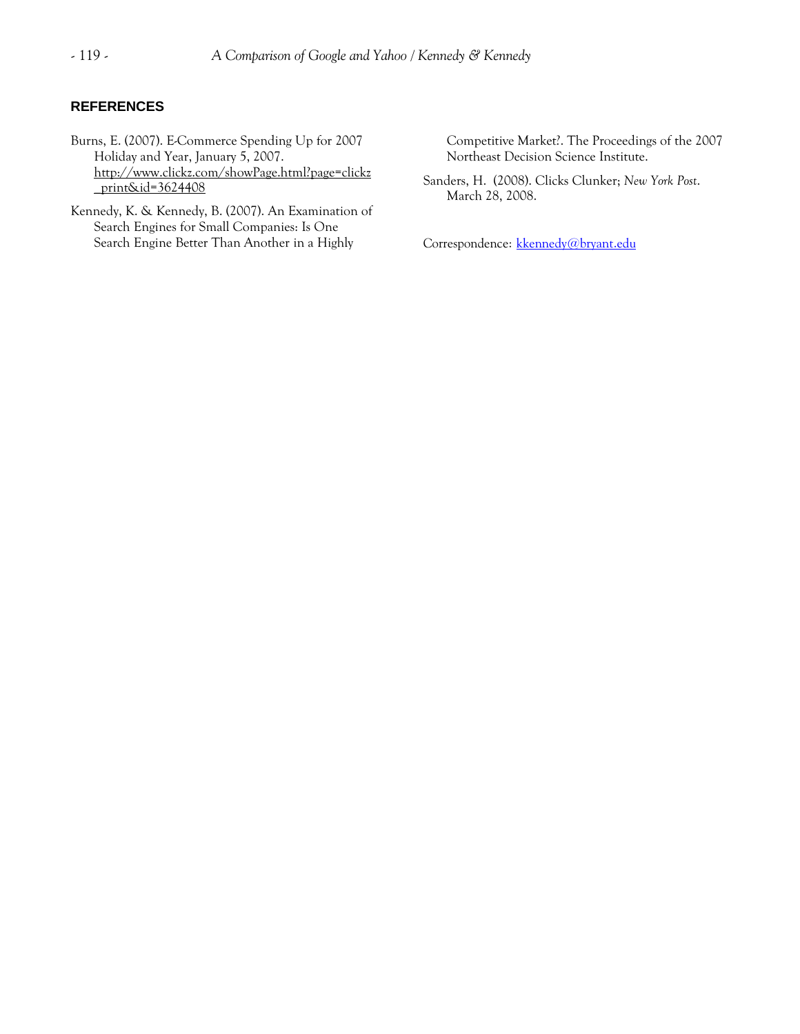## REFERENCES

Burns, E. (2007). E-Commerce Spending Up for 2007 Holiday and Year, January 5, 2007. http://www.clickz.com/showPage.html?page=clickz_print&id=3624408

Kennedy, K. & Kennedy, B. (2007). An Examination of Search Engines for Small Companies: Is One Search Engine Better Than Another in a Highly Competitive Market?. The Proceedings of the 2007 Northeast Decision Science Institute.

Sanders, H. (2008). Clicks Clunker; *New York Post*. March 28, 2008.

Correspondence: kkennedy@bryant.edu